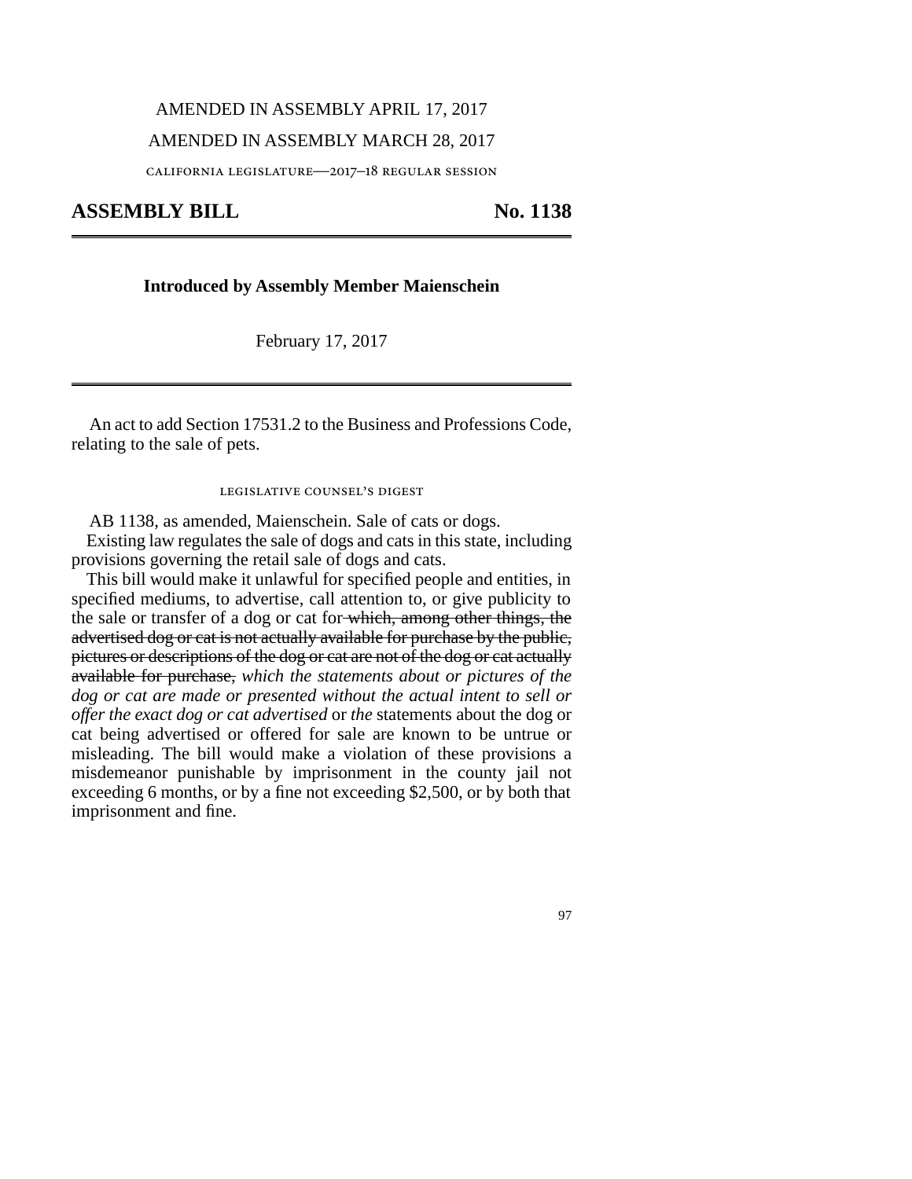AMENDED IN ASSEMBLY APRIL 17, 2017

AMENDED IN ASSEMBLY MARCH 28, 2017

CALIFORNIA LEGISLATURE—2017–18 REGULAR SESSION

# ASSEMBLY BILL No. 1138

**Introduced by Assembly Member Maienschein**

February 17, 2017

An act to add Section 17531.2 to the Business and Professions Code, relating to the sale of pets.

LEGISLATIVE COUNSEL'S DIGEST

AB 1138, as amended, Maienschein. Sale of cats or dogs.

Existing law regulates the sale of dogs and cats in this state, including provisions governing the retail sale of dogs and cats.

This bill would make it unlawful for specified people and entities, in specified mediums, to advertise, call attention to, or give publicity to the sale or transfer of a dog or cat for ~~which, among other things, the advertised dog or cat is not actually available for purchase by the public, pictures or descriptions of the dog or cat are not of the dog or cat actually available for purchase,~~ *which the statements about or pictures of the dog or cat are made or presented without the actual intent to sell or offer the exact dog or cat advertised* or *the* statements about the dog or cat being advertised or offered for sale are known to be untrue or misleading. The bill would make a violation of these provisions a misdemeanor punishable by imprisonment in the county jail not exceeding 6 months, or by a fine not exceeding $2,500, or by both that imprisonment and fine.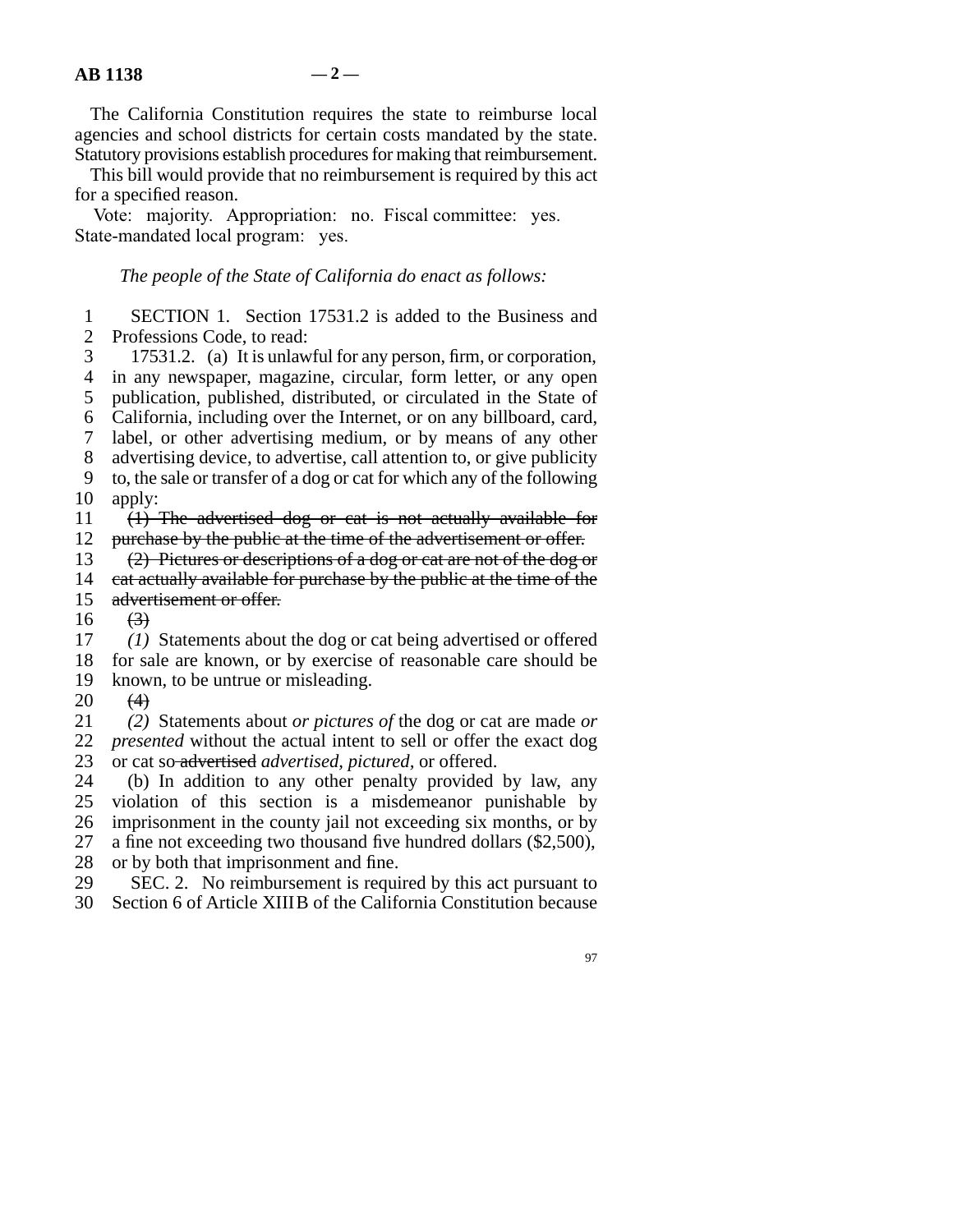The California Constitution requires the state to reimburse local agencies and school districts for certain costs mandated by the state. Statutory provisions establish procedures for making that reimbursement.

This bill would provide that no reimbursement is required by this act for a specified reason.

Vote: majority. Appropriation: no. Fiscal committee: yes. State-mandated local program: yes.

*The people of the State of California do enact as follows:*

SECTION 1. Section 17531.2 is added to the Business and Professions Code, to read:

17531.2. (a) It is unlawful for any person, firm, or corporation, in any newspaper, magazine, circular, form letter, or any open publication, published, distributed, or circulated in the State of California, including over the Internet, or on any billboard, card, label, or other advertising medium, or by means of any other advertising device, to advertise, call attention to, or give publicity to, the sale or transfer of a dog or cat for which any of the following apply:

~~(1) The advertised dog or cat is not actually available for purchase by the public at the time of the advertisement or offer.~~

~~(2) Pictures or descriptions of a dog or cat are not of the dog or cat actually available for purchase by the public at the time of the advertisement or offer.~~

~~(3)~~

*(1)* Statements about the dog or cat being advertised or offered for sale are known, or by exercise of reasonable care should be known, to be untrue or misleading.

~~(4)~~

*(2)* Statements about *or pictures of* the dog or cat are made *or presented* without the actual intent to sell or offer the exact dog or cat so ~~advertised~~ *advertised, pictured,* or offered.

(b) In addition to any other penalty provided by law, any violation of this section is a misdemeanor punishable by imprisonment in the county jail not exceeding six months, or by a fine not exceeding two thousand five hundred dollars ($2,500), or by both that imprisonment and fine.

SEC. 2. No reimbursement is required by this act pursuant to Section 6 of Article XIII B of the California Constitution because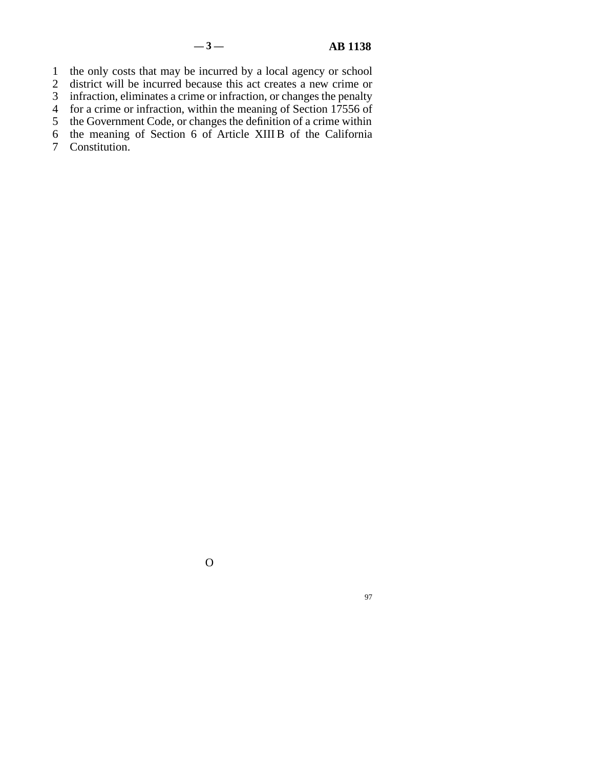the only costs that may be incurred by a local agency or school district will be incurred because this act creates a new crime or infraction, eliminates a crime or infraction, or changes the penalty for a crime or infraction, within the meaning of Section 17556 of the Government Code, or changes the definition of a crime within the meaning of Section 6 of Article XIII B of the California Constitution.